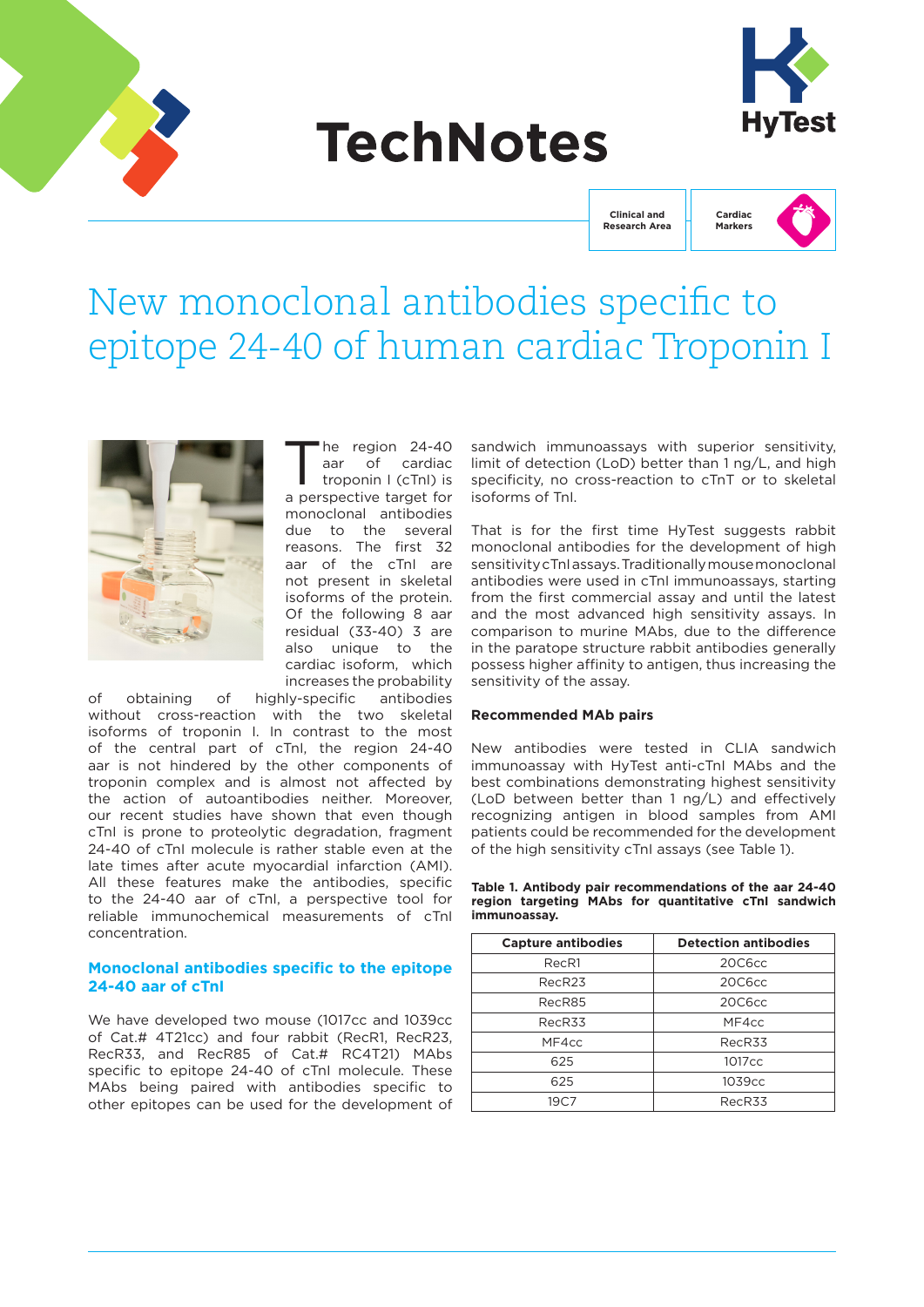# TechNotes

Clinical and Research Area

Cardiac Markers

# New monoclonal antibodies specific to epitope 24-40 of human cardiac Troponin I

The region 24-40 aar of cardiac troponin I (cTnI) is a perspective target for monoclonal antibodies due to the several reasons. The first 32 aar of the cTnI are not present in skeletal isoforms of the protein. Of the following 8 aar residual (33-40) 3 are also unique to the cardiac isoform, which increases the probability of obtaining of highly-specific antibodies without cross-reaction with the two skeletal isoforms of troponin I. In contrast to the most of the central part of cTnI, the region 24-40 aar is not hindered by the other components of troponin complex and is almost not affected by the action of autoantibodies neither. Moreover, our recent studies have shown that even though cTnI is prone to proteolytic degradation, fragment 24-40 of cTnI molecule is rather stable even at the late times after acute myocardial infarction (AMI). All these features make the antibodies, specific to the 24-40 aar of cTnI, a perspective tool for reliable immunochemical measurements of cTnI concentration.

## Monoclonal antibodies specific to the epitope 24-40 aar of cTnI

We have developed two mouse (1017cc and 1039cc of Cat.# 4T21cc) and four rabbit (RecR1, RecR23, RecR33, and RecR85 of Cat.# RC4T21) MAbs specific to epitope 24-40 of cTnI molecule. These MAbs being paired with antibodies specific to other epitopes can be used for the development of sandwich immunoassays with superior sensitivity, limit of detection (LoD) better than 1 ng/L, and high specificity, no cross-reaction to cTnT or to skeletal isoforms of TnI.

That is for the first time HyTest suggests rabbit monoclonal antibodies for the development of high sensitivity cTnI assays. Traditionally mouse monoclonal antibodies were used in cTnI immunoassays, starting from the first commercial assay and until the latest and the most advanced high sensitivity assays. In comparison to murine MAbs, due to the difference in the paratope structure rabbit antibodies generally possess higher affinity to antigen, thus increasing the sensitivity of the assay.

### Recommended MAb pairs

New antibodies were tested in CLIA sandwich immunoassay with HyTest anti-cTnI MAbs and the best combinations demonstrating highest sensitivity (LoD between better than 1 ng/L) and effectively recognizing antigen in blood samples from AMI patients could be recommended for the development of the high sensitivity cTnI assays (see Table 1).

**Table 1. Antibody pair recommendations of the aar 24-40 region targeting MAbs for quantitative cTnI sandwich immunoassay.**

| Capture antibodies | Detection antibodies |
|---|---|
| RecR1 | 20C6cc |
| RecR23 | 20C6cc |
| RecR85 | 20C6cc |
| RecR33 | MF4cc |
| MF4cc | RecR33 |
| 625 | 1017cc |
| 625 | 1039cc |
| 19C7 | RecR33 |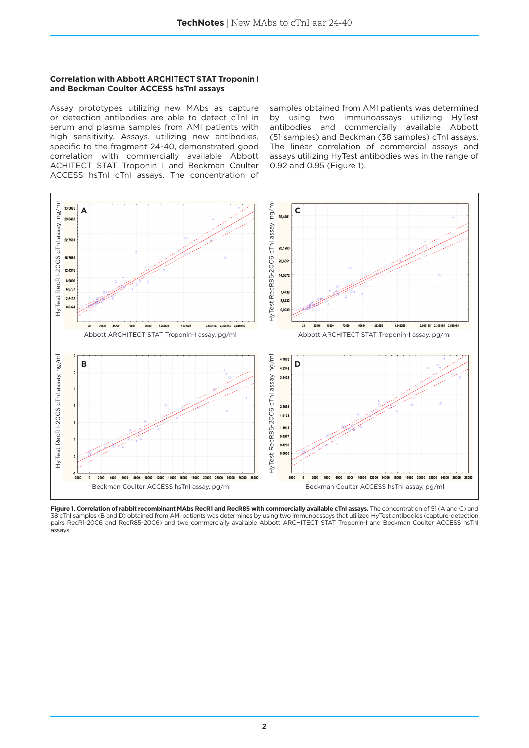### Correlation with Abbott ARCHITECT STAT Troponin I and Beckman Coulter ACCESS hsTnI assays

Assay prototypes utilizing new MAbs as capture or detection antibodies are able to detect cTnI in serum and plasma samples from AMI patients with high sensitivity. Assays, utilizing new antibodies, specific to the fragment 24-40, demonstrated good correlation with commercially available Abbott ACHITECT STAT Troponin I and Beckman Coulter ACCESS hsTnI cTnI assays. The concentration of samples obtained from AMI patients was determined by using two immunoassays utilizing HyTest antibodies and commercially available Abbott (51 samples) and Beckman (38 samples) cTnI assays. The linear correlation of commercial assays and assays utilizing HyTest antibodies was in the range of 0.92 and 0.95 (Figure 1).

**Figure 1. Correlation of rabbit recombinant MAbs RecR1 and RecR85 with commercially available cTnI assays.** The concentration of 51 (A and C) and 38 cTnI samples (B and D) obtained from AMI patients was determines by using two immunoassays that utilized HyTest antibodies (capture-detection pairs RecR1-20C6 and RecR85-20C6) and two commercially available Abbott ARCHITECT STAT Troponin-I and Beckman Coulter ACCESS hsTnI assays.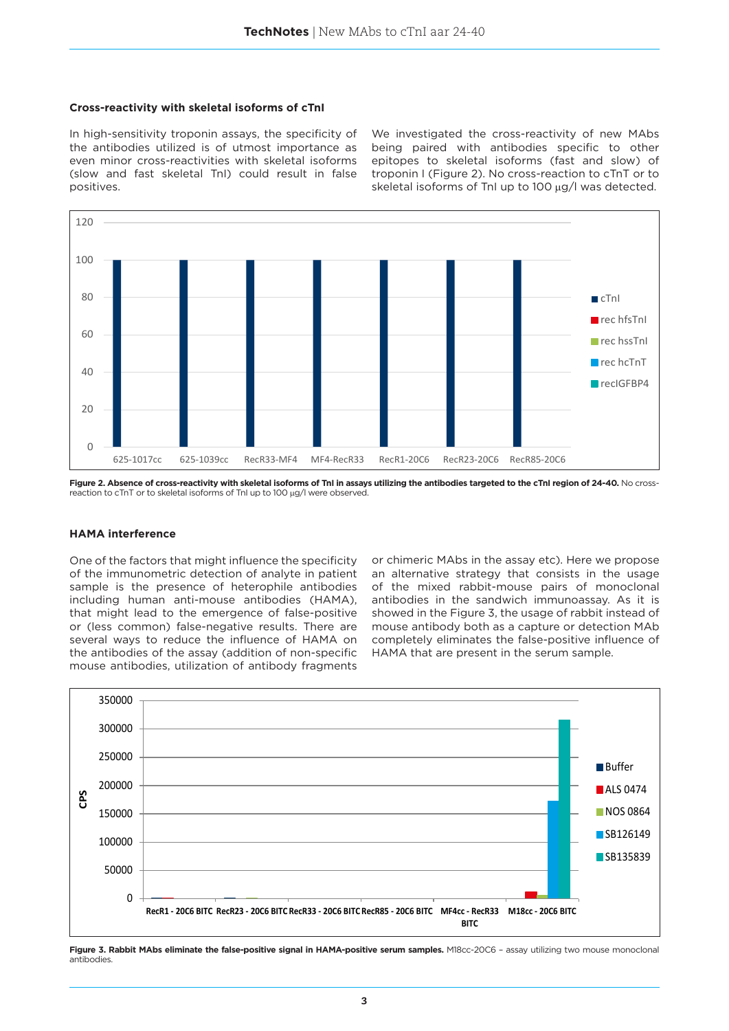### Cross-reactivity with skeletal isoforms of cTnI

In high-sensitivity troponin assays, the specificity of the antibodies utilized is of utmost importance as even minor cross-reactivities with skeletal isoforms (slow and fast skeletal TnI) could result in false positives.

We investigated the cross-reactivity of new MAbs being paired with antibodies specific to other epitopes to skeletal isoforms (fast and slow) of troponin I (Figure 2). No cross-reaction to cTnT or to skeletal isoforms of TnI up to 100 μg/l was detected.

**Figure 2. Absence of cross-reactivity with skeletal isoforms of TnI in assays utilizing the antibodies targeted to the cTnI region of 24-40.** No cross-reaction to cTnT or to skeletal isoforms of TnI up to 100 μg/l were observed.

### HAMA interference

One of the factors that might influence the specificity of the immunometric detection of analyte in patient sample is the presence of heterophile antibodies including human anti-mouse antibodies (HAMA), that might lead to the emergence of false-positive or (less common) false-negative results. There are several ways to reduce the influence of HAMA on the antibodies of the assay (addition of non-specific mouse antibodies, utilization of antibody fragments or chimeric MAbs in the assay etc). Here we propose an alternative strategy that consists in the usage of the mixed rabbit-mouse pairs of monoclonal antibodies in the sandwich immunoassay. As it is showed in the Figure 3, the usage of rabbit instead of mouse antibody both as a capture or detection MAb completely eliminates the false-positive influence of HAMA that are present in the serum sample.

**Figure 3. Rabbit MAbs eliminate the false-positive signal in HAMA-positive serum samples.** M18cc-20C6 – assay utilizing two mouse monoclonal antibodies.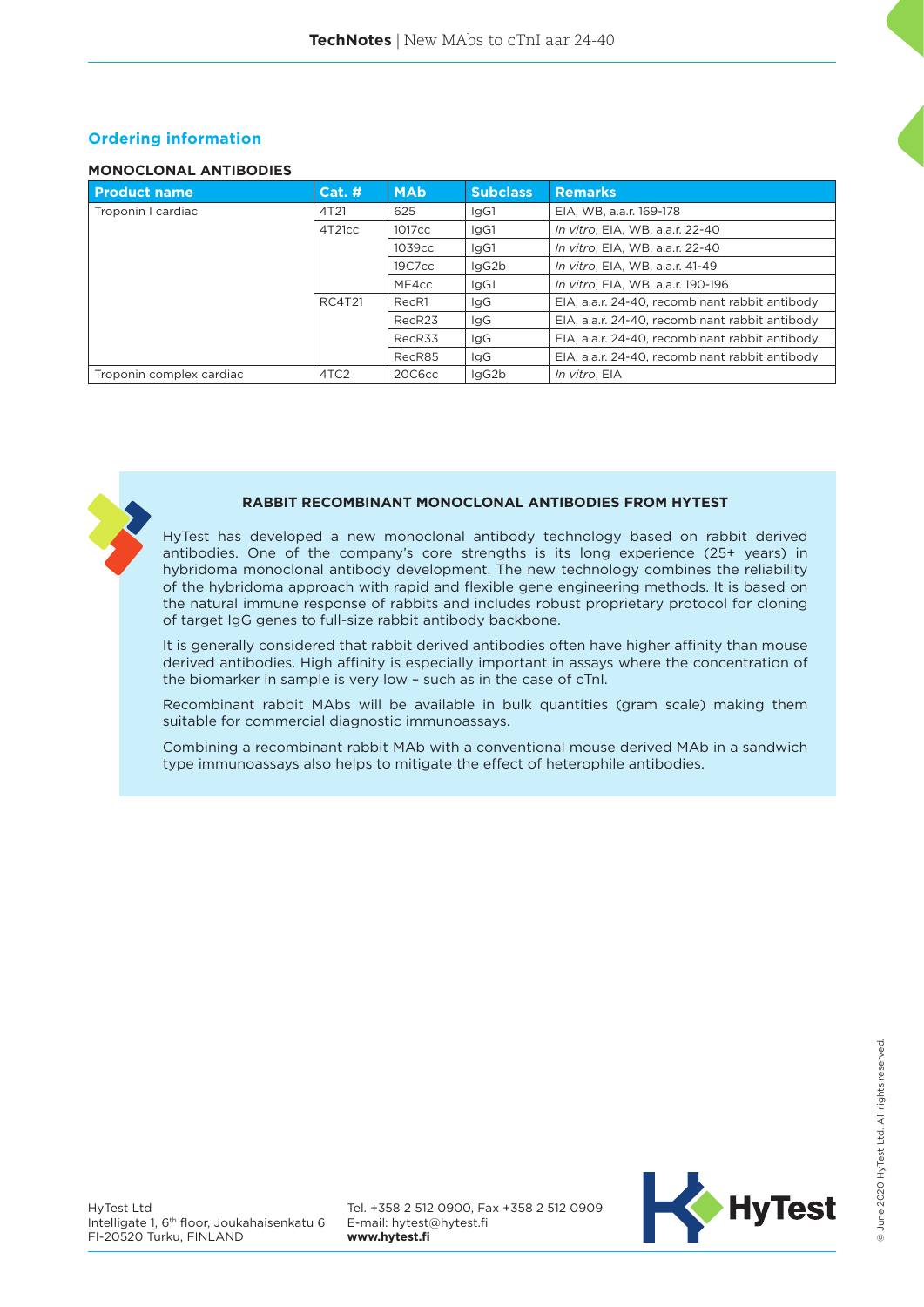## Ordering information

### MONOCLONAL ANTIBODIES

| Product name | Cat. # | MAb | Subclass | Remarks |
|---|---|---|---|---|
| Troponin I cardiac | 4T21 | 625 | IgG1 | EIA, WB, a.a.r. 169-178 |
| | 4T21cc | 1017cc | IgG1 | *In vitro*, EIA, WB, a.a.r. 22-40 |
| | | 1039cc | IgG1 | *In vitro*, EIA, WB, a.a.r. 22-40 |
| | | 19C7cc | IgG2b | *In vitro*, EIA, WB, a.a.r. 41-49 |
| | | MF4cc | IgG1 | *In vitro*, EIA, WB, a.a.r. 190-196 |
| | RC4T21 | RecR1 | IgG | EIA, a.a.r. 24-40, recombinant rabbit antibody |
| | | RecR23 | IgG | EIA, a.a.r. 24-40, recombinant rabbit antibody |
| | | RecR33 | IgG | EIA, a.a.r. 24-40, recombinant rabbit antibody |
| | | RecR85 | IgG | EIA, a.a.r. 24-40, recombinant rabbit antibody |
| Troponin complex cardiac | 4TC2 | 20C6cc | IgG2b | *In vitro*, EIA |

### RABBIT RECOMBINANT MONOCLONAL ANTIBODIES FROM HYTEST

HyTest has developed a new monoclonal antibody technology based on rabbit derived antibodies. One of the company's core strengths is its long experience (25+ years) in hybridoma monoclonal antibody development. The new technology combines the reliability of the hybridoma approach with rapid and flexible gene engineering methods. It is based on the natural immune response of rabbits and includes robust proprietary protocol for cloning of target IgG genes to full-size rabbit antibody backbone.

It is generally considered that rabbit derived antibodies often have higher affinity than mouse derived antibodies. High affinity is especially important in assays where the concentration of the biomarker in sample is very low – such as in the case of cTnI.

Recombinant rabbit MAbs will be available in bulk quantities (gram scale) making them suitable for commercial diagnostic immunoassays.

Combining a recombinant rabbit MAb with a conventional mouse derived MAb in a sandwich type immunoassays also helps to mitigate the effect of heterophile antibodies.

HyTest Ltd
Intelligate 1, 6th floor, Joukahaisenkatu 6
FI-20520 Turku, FINLAND

Tel. +358 2 512 0900, Fax +358 2 512 0909
E-mail: hytest@hytest.fi
**www.hytest.fi**

© June 2020 HyTest Ltd. All rights reserved.